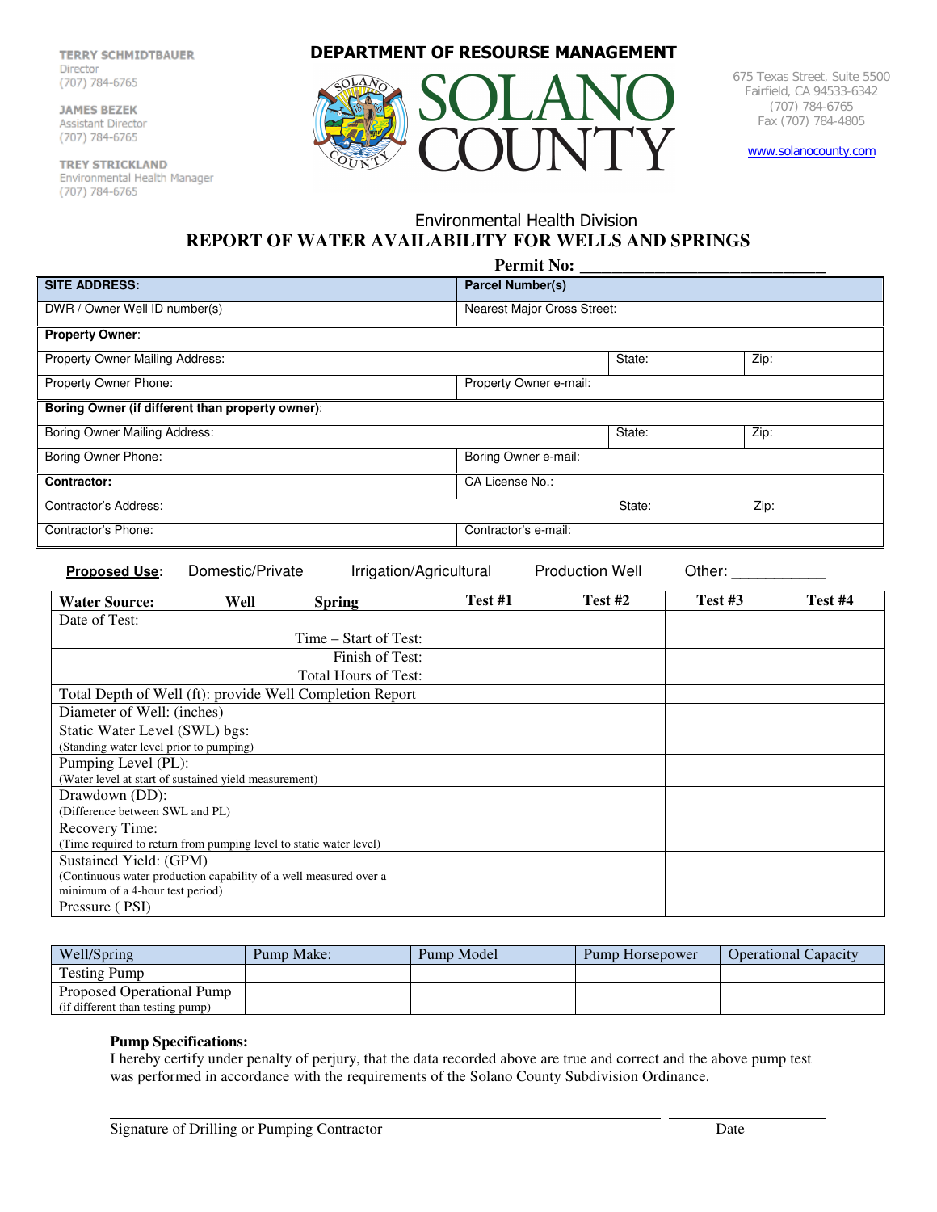TERRY SCHMIDTBAUER
Director
(707) 784-6765

JAMES BEZEK
Assistant Director
(707) 784-6765

TREY STRICKLAND
Environmental Health Manager
(707) 784-6765

# DEPARTMENT OF RESOURSE MANAGEMENT

# SOLANO COUNTY

675 Texas Street, Suite 5500
Fairfield, CA 94533-6342
(707) 784-6765
Fax (707) 784-4805

www.solanocounty.com

## Environmental Health Division

## REPORT OF WATER AVAILABILITY FOR WELLS AND SPRINGS

**Permit No:** ______________________________

| **SITE ADDRESS:** | **Parcel Number(s)** | | |
|---|---|---|---|
| DWR / Owner Well ID number(s) | Nearest Major Cross Street: | | |
| **Property Owner**: | | | |
| Property Owner Mailing Address: | | State: | Zip: |
| Property Owner Phone: | Property Owner e-mail: | | |
| **Boring Owner (if different than property owner)**: | | | |
| Boring Owner Mailing Address: | | State: | Zip: |
| Boring Owner Phone: | Boring Owner e-mail: | | |
| **Contractor:** | CA License No.: | | |
| Contractor's Address: | | State: | Zip: |
| Contractor's Phone: | Contractor's e-mail: | | |

**Proposed Use:** Domestic/Private Irrigation/Agricultural Production Well Other: ___________

| **Water Source:** **Well** **Spring** | **Test #1** | **Test #2** | **Test #3** | **Test #4** |
|---|---|---|---|---|
| Date of Test: | | | | |
| Time – Start of Test: | | | | |
| Finish of Test: | | | | |
| Total Hours of Test: | | | | |
| Total Depth of Well (ft): provide Well Completion Report | | | | |
| Diameter of Well: (inches) | | | | |
| Static Water Level (SWL) bgs: (Standing water level prior to pumping) | | | | |
| Pumping Level (PL): (Water level at start of sustained yield measurement) | | | | |
| Drawdown (DD): (Difference between SWL and PL) | | | | |
| Recovery Time: (Time required to return from pumping level to static water level) | | | | |
| Sustained Yield: (GPM) (Continuous water production capability of a well measured over a minimum of a 4-hour test period) | | | | |
| Pressure ( PSI) | | | | |

| Well/Spring | Pump Make: | Pump Model | Pump Horsepower | Operational Capacity |
|---|---|---|---|---|
| Testing Pump | | | | |
| Proposed Operational Pump (if different than testing pump) | | | | |

**Pump Specifications:**
I hereby certify under penalty of perjury, that the data recorded above are true and correct and the above pump test was performed in accordance with the requirements of the Solano County Subdivision Ordinance.

_________________________________________________________ ______________
Signature of Drilling or Pumping Contractor Date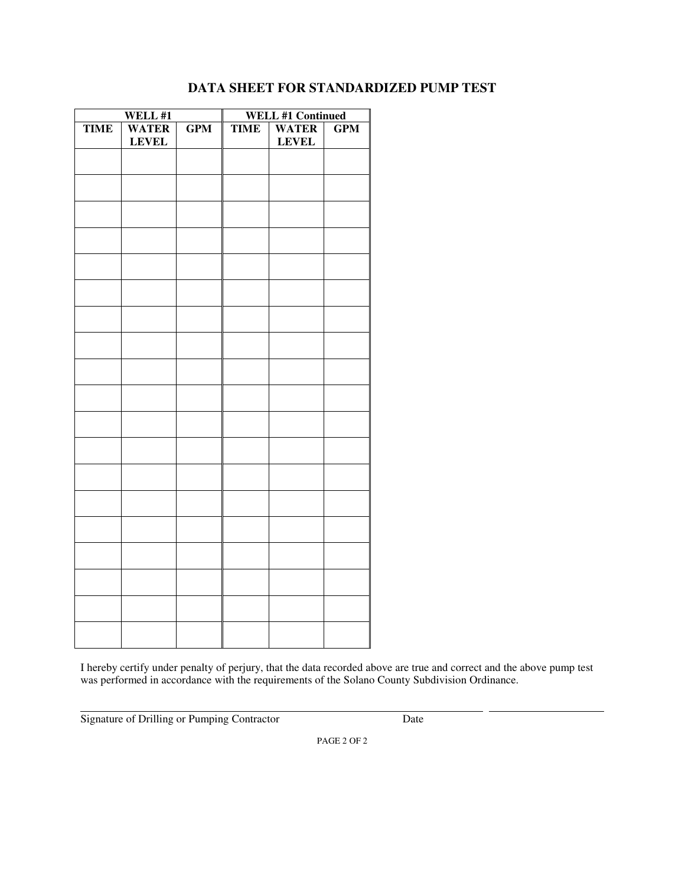# DATA SHEET FOR STANDARDIZED PUMP TEST

| WELL #1 | | | WELL #1 Continued | | |
|---|---|---|---|---|---|
| **TIME** | **WATER LEVEL** | **GPM** | **TIME** | **WATER LEVEL** | **GPM** |
| | | | | | |
| | | | | | |
| | | | | | |
| | | | | | |
| | | | | | |
| | | | | | |
| | | | | | |
| | | | | | |
| | | | | | |
| | | | | | |
| | | | | | |
| | | | | | |
| | | | | | |
| | | | | | |
| | | | | | |
| | | | | | |
| | | | | | |
| | | | | | |
| | | | | | |

I hereby certify under penalty of perjury, that the data recorded above are true and correct and the above pump test was performed in accordance with the requirements of the Solano County Subdivision Ordinance.

_________________________________________________ ____________________

Signature of Drilling or Pumping Contractor Date